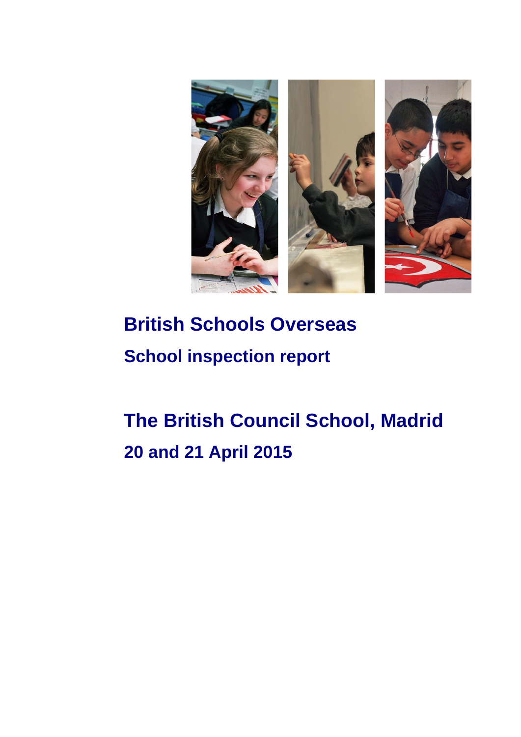# British Schools Overseas

## School inspection report

# The British Council School, Madrid

## 20 and 21 April 2015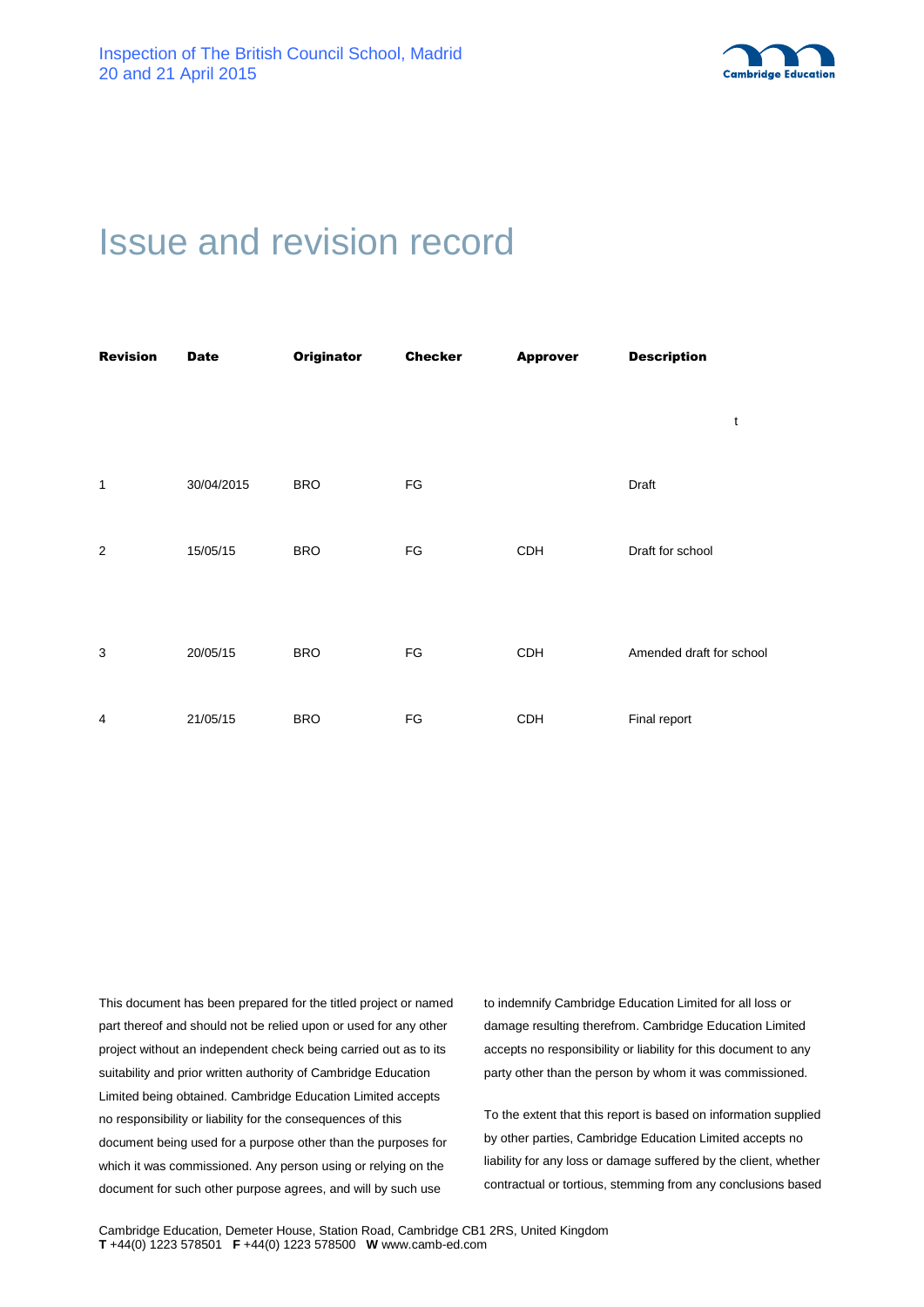# Issue and revision record

| Revision | Date | Originator | Checker | Approver | Description |
|---|---|---|---|---|---|
| | | | | | t |
| 1 | 30/04/2015 | BRO | FG | | Draft |
| 2 | 15/05/15 | BRO | FG | CDH | Draft for school |
| 3 | 20/05/15 | BRO | FG | CDH | Amended draft for school |
| 4 | 21/05/15 | BRO | FG | CDH | Final report |

This document has been prepared for the titled project or named part thereof and should not be relied upon or used for any other project without an independent check being carried out as to its suitability and prior written authority of Cambridge Education Limited being obtained. Cambridge Education Limited accepts no responsibility or liability for the consequences of this document being used for a purpose other than the purposes for which it was commissioned. Any person using or relying on the document for such other purpose agrees, and will by such use to indemnify Cambridge Education Limited for all loss or damage resulting therefrom. Cambridge Education Limited accepts no responsibility or liability for this document to any party other than the person by whom it was commissioned.

To the extent that this report is based on information supplied by other parties, Cambridge Education Limited accepts no liability for any loss or damage suffered by the client, whether contractual or tortious, stemming from any conclusions based

Cambridge Education, Demeter House, Station Road, Cambridge CB1 2RS, United Kingdom
**T** +44(0) 1223 578501 **F** +44(0) 1223 578500 **W** www.camb-ed.com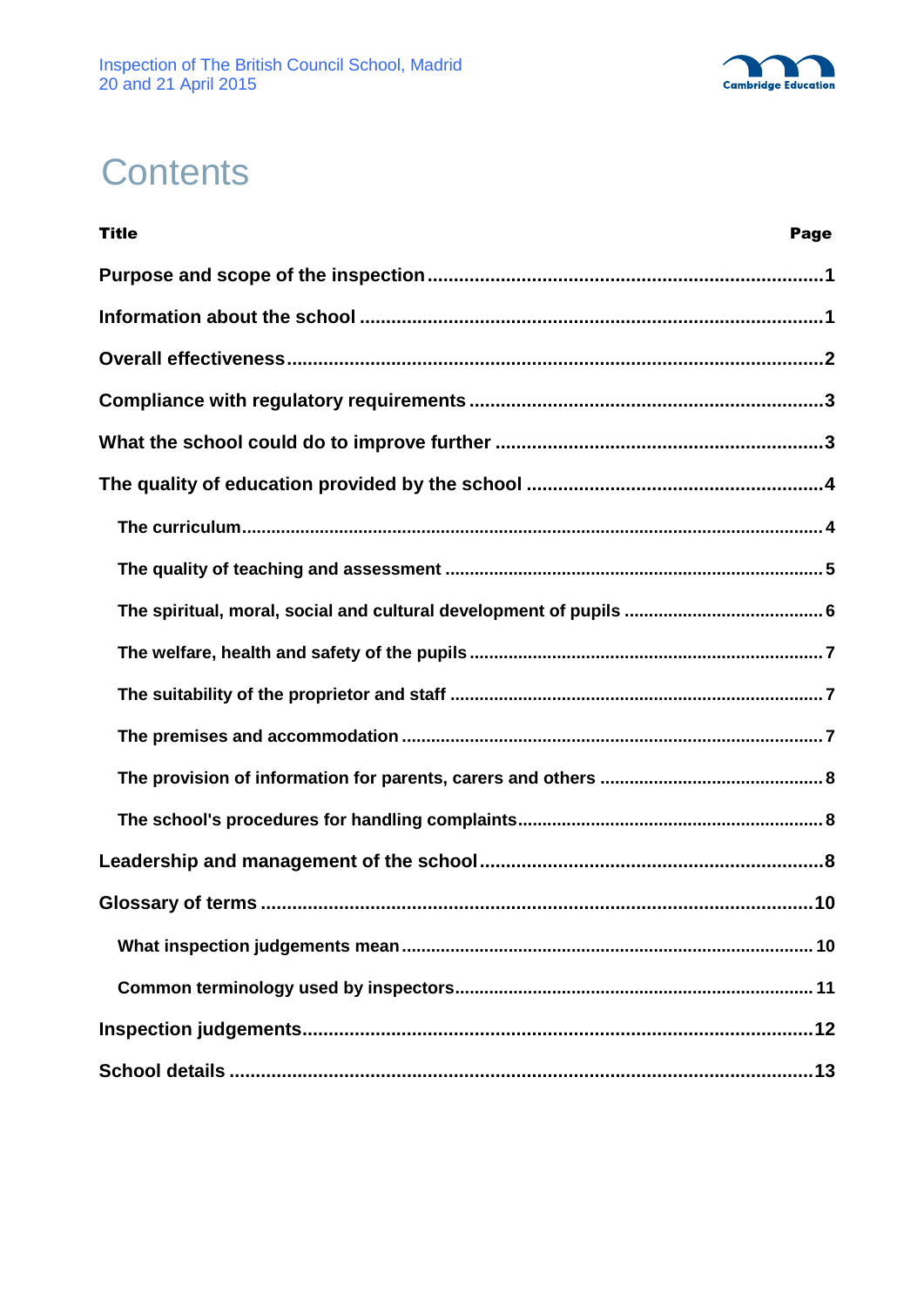# Contents

| Title | Page |
|---|---|
| **Purpose and scope of the inspection** | **1** |
| **Information about the school** | **1** |
| **Overall effectiveness** | **2** |
| **Compliance with regulatory requirements** | **3** |
| **What the school could do to improve further** | **3** |
| **The quality of education provided by the school** | **4** |
| The curriculum | 4 |
| The quality of teaching and assessment | 5 |
| The spiritual, moral, social and cultural development of pupils | 6 |
| The welfare, health and safety of the pupils | 7 |
| The suitability of the proprietor and staff | 7 |
| The premises and accommodation | 7 |
| The provision of information for parents, carers and others | 8 |
| The school's procedures for handling complaints | 8 |
| **Leadership and management of the school** | **8** |
| **Glossary of terms** | **10** |
| What inspection judgements mean | 10 |
| Common terminology used by inspectors | 11 |
| **Inspection judgements** | **12** |
| **School details** | **13** |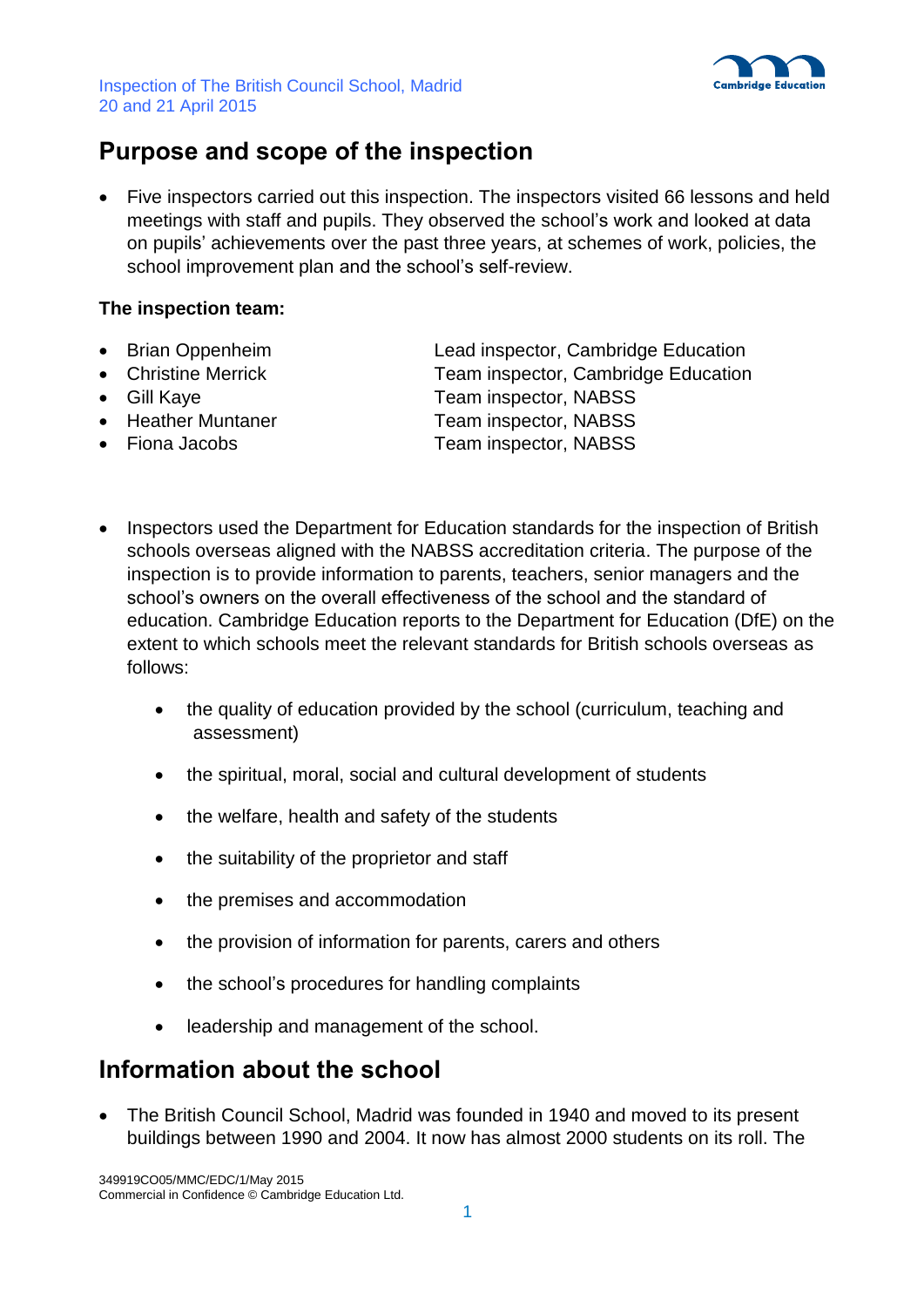## Purpose and scope of the inspection

- Five inspectors carried out this inspection. The inspectors visited 66 lessons and held meetings with staff and pupils. They observed the school's work and looked at data on pupils' achievements over the past three years, at schemes of work, policies, the school improvement plan and the school's self-review.

**The inspection team:**

- Brian Oppenheim — Lead inspector, Cambridge Education
- Christine Merrick — Team inspector, Cambridge Education
- Gill Kaye — Team inspector, NABSS
- Heather Muntaner — Team inspector, NABSS
- Fiona Jacobs — Team inspector, NABSS

- Inspectors used the Department for Education standards for the inspection of British schools overseas aligned with the NABSS accreditation criteria. The purpose of the inspection is to provide information to parents, teachers, senior managers and the school's owners on the overall effectiveness of the school and the standard of education. Cambridge Education reports to the Department for Education (DfE) on the extent to which schools meet the relevant standards for British schools overseas as follows:

  - the quality of education provided by the school (curriculum, teaching and assessment)
  - the spiritual, moral, social and cultural development of students
  - the welfare, health and safety of the students
  - the suitability of the proprietor and staff
  - the premises and accommodation
  - the provision of information for parents, carers and others
  - the school's procedures for handling complaints
  - leadership and management of the school.

## Information about the school

- The British Council School, Madrid was founded in 1940 and moved to its present buildings between 1990 and 2004. It now has almost 2000 students on its roll. The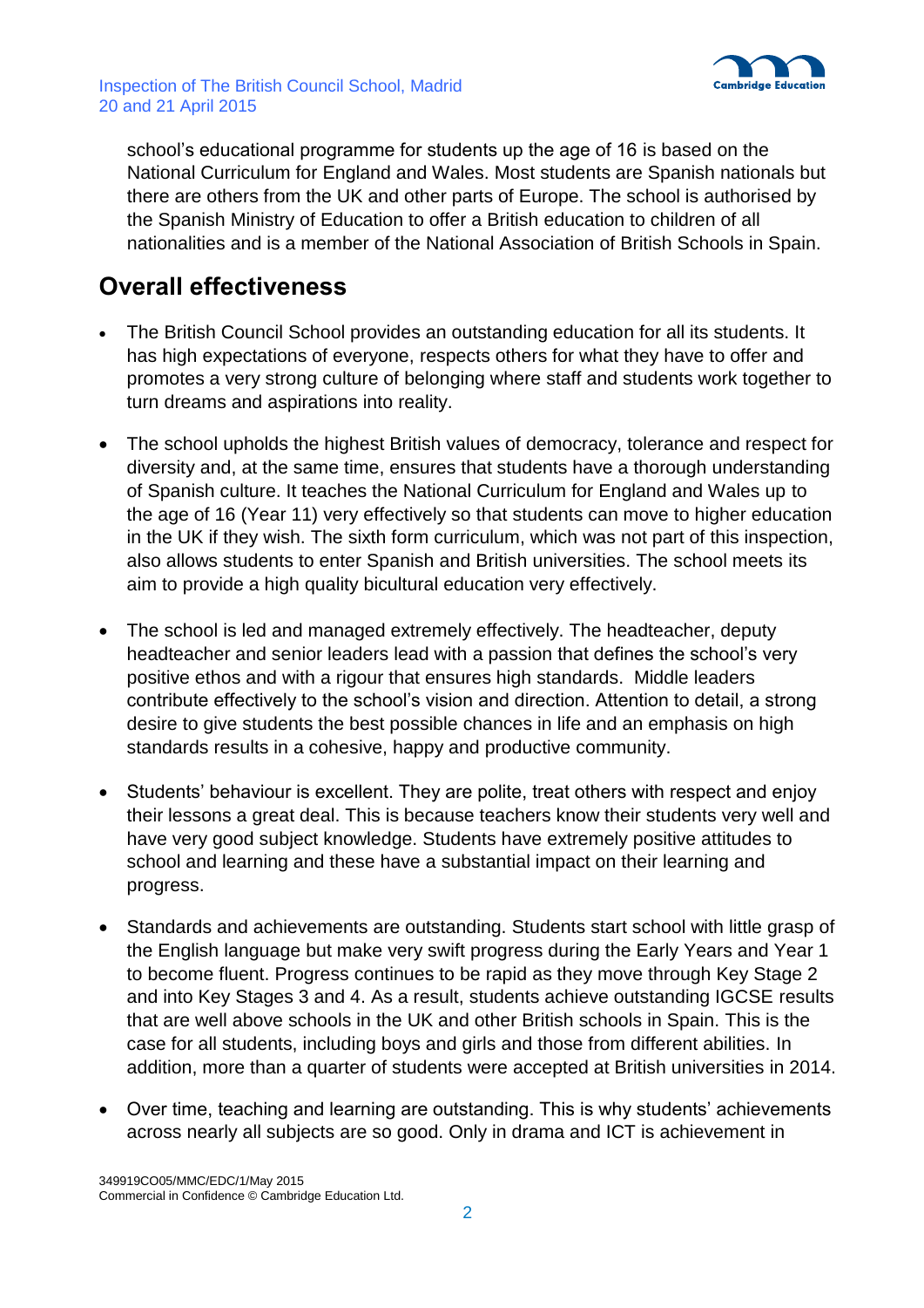school's educational programme for students up the age of 16 is based on the National Curriculum for England and Wales. Most students are Spanish nationals but there are others from the UK and other parts of Europe. The school is authorised by the Spanish Ministry of Education to offer a British education to children of all nationalities and is a member of the National Association of British Schools in Spain.

## Overall effectiveness

- The British Council School provides an outstanding education for all its students. It has high expectations of everyone, respects others for what they have to offer and promotes a very strong culture of belonging where staff and students work together to turn dreams and aspirations into reality.
- The school upholds the highest British values of democracy, tolerance and respect for diversity and, at the same time, ensures that students have a thorough understanding of Spanish culture. It teaches the National Curriculum for England and Wales up to the age of 16 (Year 11) very effectively so that students can move to higher education in the UK if they wish. The sixth form curriculum, which was not part of this inspection, also allows students to enter Spanish and British universities. The school meets its aim to provide a high quality bicultural education very effectively.
- The school is led and managed extremely effectively. The headteacher, deputy headteacher and senior leaders lead with a passion that defines the school's very positive ethos and with a rigour that ensures high standards. Middle leaders contribute effectively to the school's vision and direction. Attention to detail, a strong desire to give students the best possible chances in life and an emphasis on high standards results in a cohesive, happy and productive community.
- Students' behaviour is excellent. They are polite, treat others with respect and enjoy their lessons a great deal. This is because teachers know their students very well and have very good subject knowledge. Students have extremely positive attitudes to school and learning and these have a substantial impact on their learning and progress.
- Standards and achievements are outstanding. Students start school with little grasp of the English language but make very swift progress during the Early Years and Year 1 to become fluent. Progress continues to be rapid as they move through Key Stage 2 and into Key Stages 3 and 4. As a result, students achieve outstanding IGCSE results that are well above schools in the UK and other British schools in Spain. This is the case for all students, including boys and girls and those from different abilities. In addition, more than a quarter of students were accepted at British universities in 2014.
- Over time, teaching and learning are outstanding. This is why students' achievements across nearly all subjects are so good. Only in drama and ICT is achievement in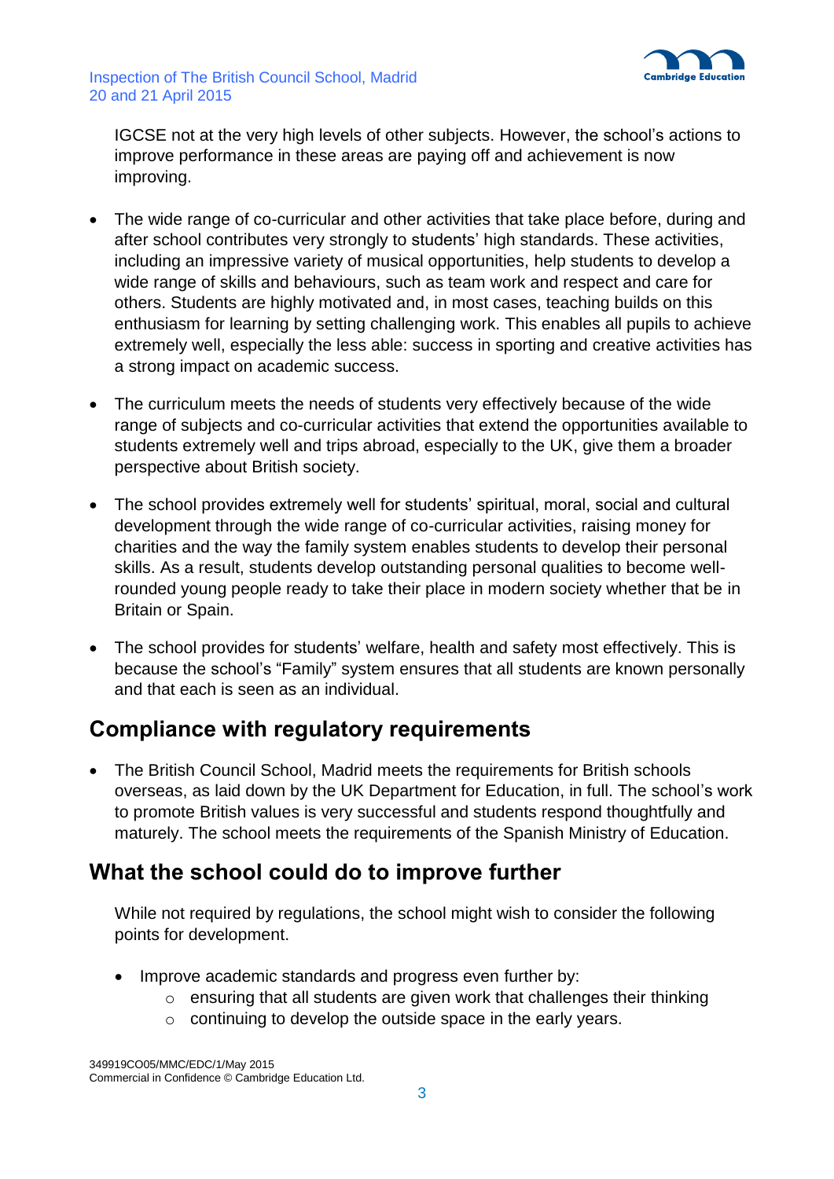IGCSE not at the very high levels of other subjects. However, the school's actions to improve performance in these areas are paying off and achievement is now improving.

- The wide range of co-curricular and other activities that take place before, during and after school contributes very strongly to students' high standards. These activities, including an impressive variety of musical opportunities, help students to develop a wide range of skills and behaviours, such as team work and respect and care for others. Students are highly motivated and, in most cases, teaching builds on this enthusiasm for learning by setting challenging work. This enables all pupils to achieve extremely well, especially the less able: success in sporting and creative activities has a strong impact on academic success.

- The curriculum meets the needs of students very effectively because of the wide range of subjects and co-curricular activities that extend the opportunities available to students extremely well and trips abroad, especially to the UK, give them a broader perspective about British society.

- The school provides extremely well for students' spiritual, moral, social and cultural development through the wide range of co-curricular activities, raising money for charities and the way the family system enables students to develop their personal skills. As a result, students develop outstanding personal qualities to become well-rounded young people ready to take their place in modern society whether that be in Britain or Spain.

- The school provides for students' welfare, health and safety most effectively. This is because the school's "Family" system ensures that all students are known personally and that each is seen as an individual.

## Compliance with regulatory requirements

- The British Council School, Madrid meets the requirements for British schools overseas, as laid down by the UK Department for Education, in full. The school's work to promote British values is very successful and students respond thoughtfully and maturely. The school meets the requirements of the Spanish Ministry of Education.

## What the school could do to improve further

While not required by regulations, the school might wish to consider the following points for development.

- Improve academic standards and progress even further by:
  - ensuring that all students are given work that challenges their thinking
  - continuing to develop the outside space in the early years.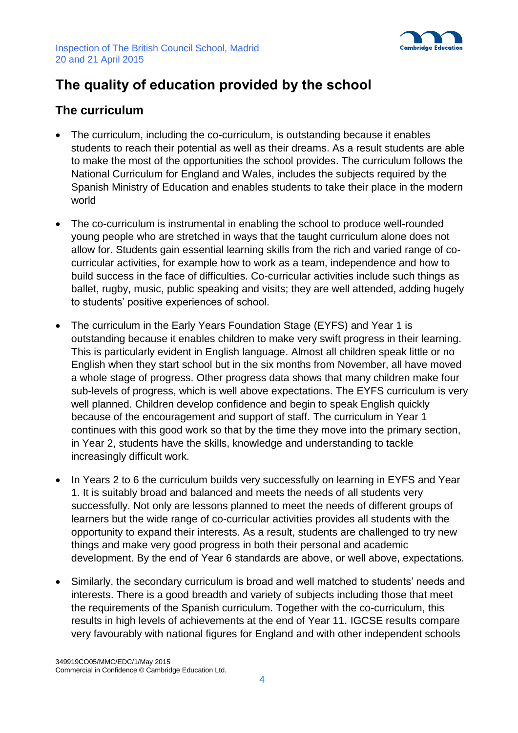## The quality of education provided by the school

### The curriculum

- The curriculum, including the co-curriculum, is outstanding because it enables students to reach their potential as well as their dreams. As a result students are able to make the most of the opportunities the school provides. The curriculum follows the National Curriculum for England and Wales, includes the subjects required by the Spanish Ministry of Education and enables students to take their place in the modern world

- The co-curriculum is instrumental in enabling the school to produce well-rounded young people who are stretched in ways that the taught curriculum alone does not allow for. Students gain essential learning skills from the rich and varied range of co-curricular activities, for example how to work as a team, independence and how to build success in the face of difficulties. Co-curricular activities include such things as ballet, rugby, music, public speaking and visits; they are well attended, adding hugely to students' positive experiences of school.

- The curriculum in the Early Years Foundation Stage (EYFS) and Year 1 is outstanding because it enables children to make very swift progress in their learning. This is particularly evident in English language. Almost all children speak little or no English when they start school but in the six months from November, all have moved a whole stage of progress. Other progress data shows that many children make four sub-levels of progress, which is well above expectations. The EYFS curriculum is very well planned. Children develop confidence and begin to speak English quickly because of the encouragement and support of staff. The curriculum in Year 1 continues with this good work so that by the time they move into the primary section, in Year 2, students have the skills, knowledge and understanding to tackle increasingly difficult work.

- In Years 2 to 6 the curriculum builds very successfully on learning in EYFS and Year 1. It is suitably broad and balanced and meets the needs of all students very successfully. Not only are lessons planned to meet the needs of different groups of learners but the wide range of co-curricular activities provides all students with the opportunity to expand their interests. As a result, students are challenged to try new things and make very good progress in both their personal and academic development. By the end of Year 6 standards are above, or well above, expectations.

- Similarly, the secondary curriculum is broad and well matched to students' needs and interests. There is a good breadth and variety of subjects including those that meet the requirements of the Spanish curriculum. Together with the co-curriculum, this results in high levels of achievements at the end of Year 11. IGCSE results compare very favourably with national figures for England and with other independent schools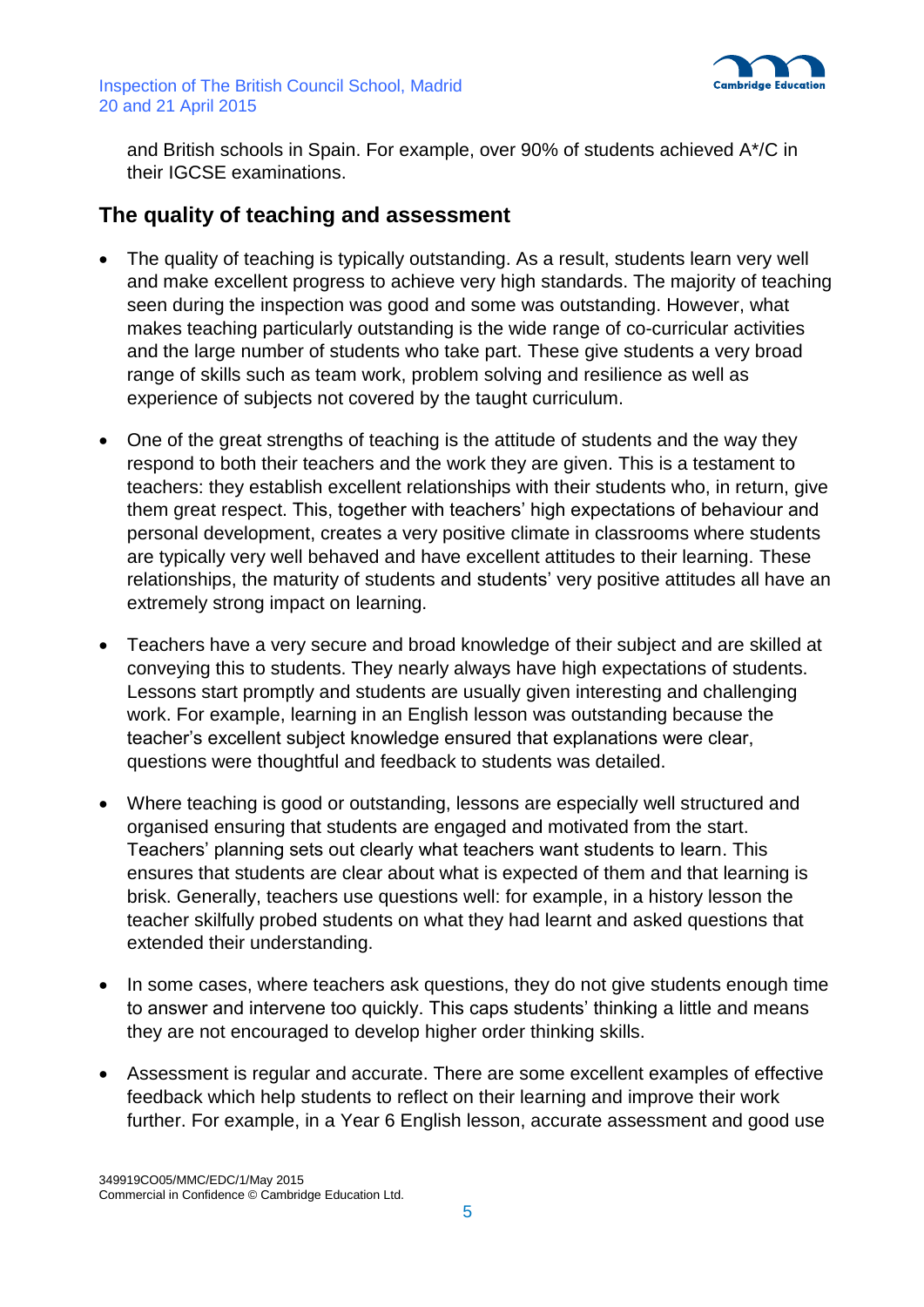and British schools in Spain. For example, over 90% of students achieved A*/C in their IGCSE examinations.

## The quality of teaching and assessment

- The quality of teaching is typically outstanding. As a result, students learn very well and make excellent progress to achieve very high standards. The majority of teaching seen during the inspection was good and some was outstanding. However, what makes teaching particularly outstanding is the wide range of co-curricular activities and the large number of students who take part. These give students a very broad range of skills such as team work, problem solving and resilience as well as experience of subjects not covered by the taught curriculum.

- One of the great strengths of teaching is the attitude of students and the way they respond to both their teachers and the work they are given. This is a testament to teachers: they establish excellent relationships with their students who, in return, give them great respect. This, together with teachers' high expectations of behaviour and personal development, creates a very positive climate in classrooms where students are typically very well behaved and have excellent attitudes to their learning. These relationships, the maturity of students and students' very positive attitudes all have an extremely strong impact on learning.

- Teachers have a very secure and broad knowledge of their subject and are skilled at conveying this to students. They nearly always have high expectations of students. Lessons start promptly and students are usually given interesting and challenging work. For example, learning in an English lesson was outstanding because the teacher's excellent subject knowledge ensured that explanations were clear, questions were thoughtful and feedback to students was detailed.

- Where teaching is good or outstanding, lessons are especially well structured and organised ensuring that students are engaged and motivated from the start. Teachers' planning sets out clearly what teachers want students to learn. This ensures that students are clear about what is expected of them and that learning is brisk. Generally, teachers use questions well: for example, in a history lesson the teacher skilfully probed students on what they had learnt and asked questions that extended their understanding.

- In some cases, where teachers ask questions, they do not give students enough time to answer and intervene too quickly. This caps students' thinking a little and means they are not encouraged to develop higher order thinking skills.

- Assessment is regular and accurate. There are some excellent examples of effective feedback which help students to reflect on their learning and improve their work further. For example, in a Year 6 English lesson, accurate assessment and good use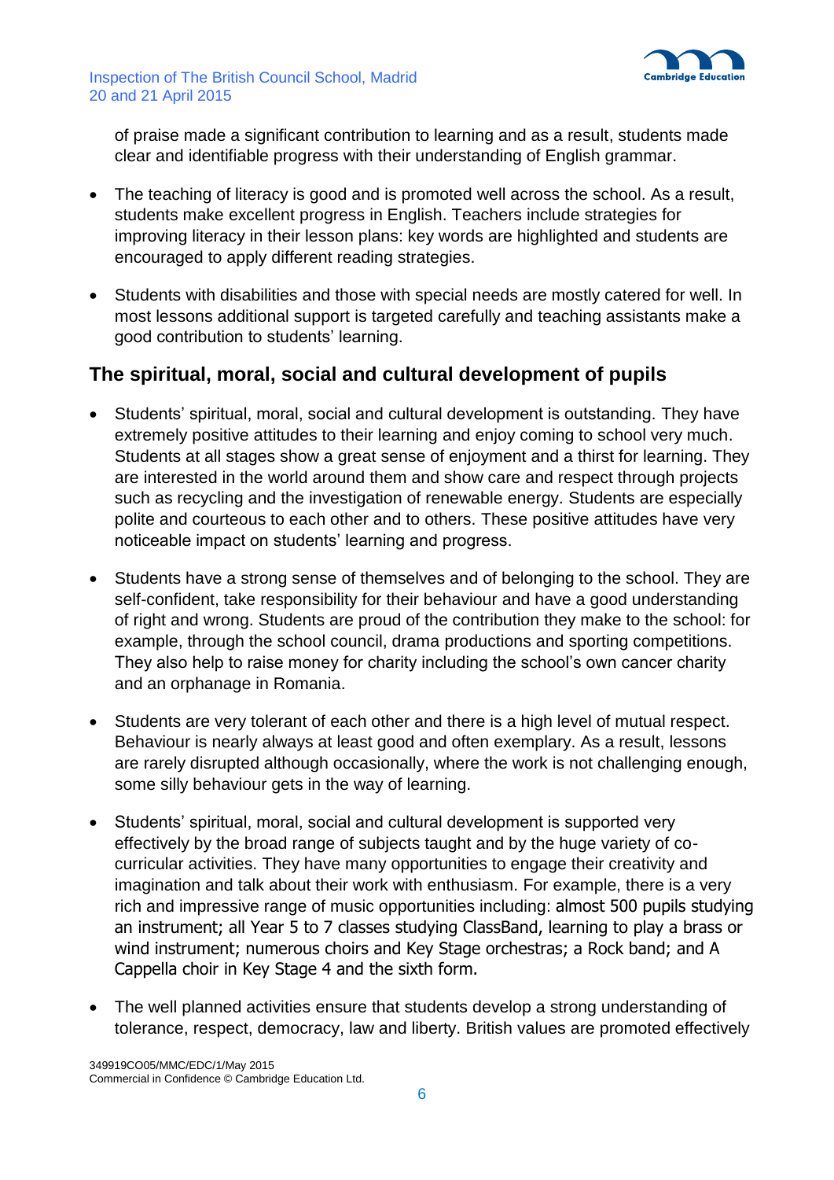of praise made a significant contribution to learning and as a result, students made clear and identifiable progress with their understanding of English grammar.

- The teaching of literacy is good and is promoted well across the school. As a result, students make excellent progress in English. Teachers include strategies for improving literacy in their lesson plans: key words are highlighted and students are encouraged to apply different reading strategies.
- Students with disabilities and those with special needs are mostly catered for well. In most lessons additional support is targeted carefully and teaching assistants make a good contribution to students' learning.

## The spiritual, moral, social and cultural development of pupils

- Students' spiritual, moral, social and cultural development is outstanding. They have extremely positive attitudes to their learning and enjoy coming to school very much. Students at all stages show a great sense of enjoyment and a thirst for learning. They are interested in the world around them and show care and respect through projects such as recycling and the investigation of renewable energy. Students are especially polite and courteous to each other and to others. These positive attitudes have very noticeable impact on students' learning and progress.
- Students have a strong sense of themselves and of belonging to the school. They are self-confident, take responsibility for their behaviour and have a good understanding of right and wrong. Students are proud of the contribution they make to the school: for example, through the school council, drama productions and sporting competitions. They also help to raise money for charity including the school's own cancer charity and an orphanage in Romania.
- Students are very tolerant of each other and there is a high level of mutual respect. Behaviour is nearly always at least good and often exemplary. As a result, lessons are rarely disrupted although occasionally, where the work is not challenging enough, some silly behaviour gets in the way of learning.
- Students' spiritual, moral, social and cultural development is supported very effectively by the broad range of subjects taught and by the huge variety of co-curricular activities. They have many opportunities to engage their creativity and imagination and talk about their work with enthusiasm. For example, there is a very rich and impressive range of music opportunities including: almost 500 pupils studying an instrument; all Year 5 to 7 classes studying ClassBand, learning to play a brass or wind instrument; numerous choirs and Key Stage orchestras; a Rock band; and A Cappella choir in Key Stage 4 and the sixth form.
- The well planned activities ensure that students develop a strong understanding of tolerance, respect, democracy, law and liberty. British values are promoted effectively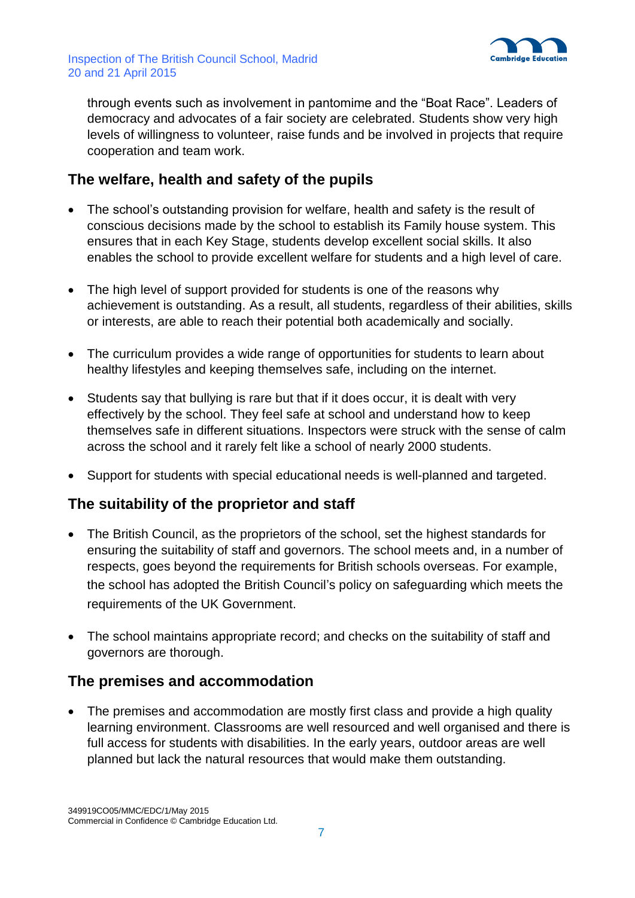through events such as involvement in pantomime and the "Boat Race". Leaders of democracy and advocates of a fair society are celebrated. Students show very high levels of willingness to volunteer, raise funds and be involved in projects that require cooperation and team work.

## The welfare, health and safety of the pupils

- The school's outstanding provision for welfare, health and safety is the result of conscious decisions made by the school to establish its Family house system. This ensures that in each Key Stage, students develop excellent social skills. It also enables the school to provide excellent welfare for students and a high level of care.

- The high level of support provided for students is one of the reasons why achievement is outstanding. As a result, all students, regardless of their abilities, skills or interests, are able to reach their potential both academically and socially.

- The curriculum provides a wide range of opportunities for students to learn about healthy lifestyles and keeping themselves safe, including on the internet.

- Students say that bullying is rare but that if it does occur, it is dealt with very effectively by the school. They feel safe at school and understand how to keep themselves safe in different situations. Inspectors were struck with the sense of calm across the school and it rarely felt like a school of nearly 2000 students.

- Support for students with special educational needs is well-planned and targeted.

## The suitability of the proprietor and staff

- The British Council, as the proprietors of the school, set the highest standards for ensuring the suitability of staff and governors. The school meets and, in a number of respects, goes beyond the requirements for British schools overseas. For example, the school has adopted the British Council's policy on safeguarding which meets the requirements of the UK Government.

- The school maintains appropriate record; and checks on the suitability of staff and governors are thorough.

## The premises and accommodation

- The premises and accommodation are mostly first class and provide a high quality learning environment. Classrooms are well resourced and well organised and there is full access for students with disabilities. In the early years, outdoor areas are well planned but lack the natural resources that would make them outstanding.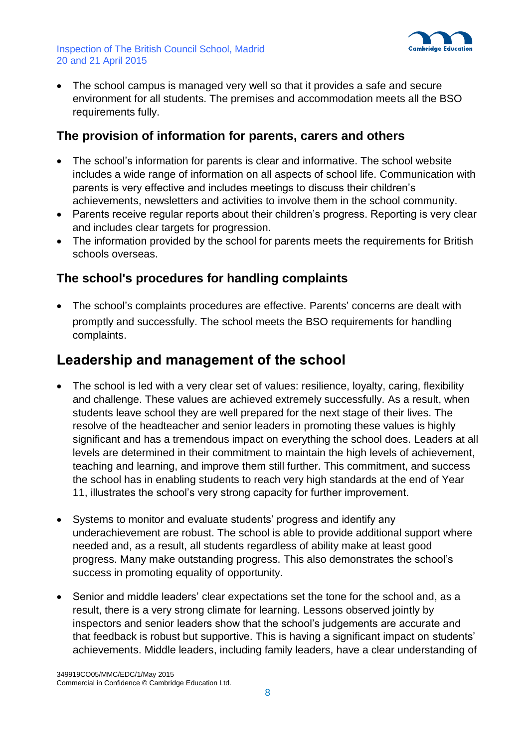- The school campus is managed very well so that it provides a safe and secure environment for all students. The premises and accommodation meets all the BSO requirements fully.

### The provision of information for parents, carers and others

- The school's information for parents is clear and informative. The school website includes a wide range of information on all aspects of school life. Communication with parents is very effective and includes meetings to discuss their children's achievements, newsletters and activities to involve them in the school community.
- Parents receive regular reports about their children's progress. Reporting is very clear and includes clear targets for progression.
- The information provided by the school for parents meets the requirements for British schools overseas.

### The school's procedures for handling complaints

- The school's complaints procedures are effective. Parents' concerns are dealt with promptly and successfully. The school meets the BSO requirements for handling complaints.

## Leadership and management of the school

- The school is led with a very clear set of values: resilience, loyalty, caring, flexibility and challenge. These values are achieved extremely successfully. As a result, when students leave school they are well prepared for the next stage of their lives. The resolve of the headteacher and senior leaders in promoting these values is highly significant and has a tremendous impact on everything the school does. Leaders at all levels are determined in their commitment to maintain the high levels of achievement, teaching and learning, and improve them still further. This commitment, and success the school has in enabling students to reach very high standards at the end of Year 11, illustrates the school's very strong capacity for further improvement.

- Systems to monitor and evaluate students' progress and identify any underachievement are robust. The school is able to provide additional support where needed and, as a result, all students regardless of ability make at least good progress. Many make outstanding progress. This also demonstrates the school's success in promoting equality of opportunity.

- Senior and middle leaders' clear expectations set the tone for the school and, as a result, there is a very strong climate for learning. Lessons observed jointly by inspectors and senior leaders show that the school's judgements are accurate and that feedback is robust but supportive. This is having a significant impact on students' achievements. Middle leaders, including family leaders, have a clear understanding of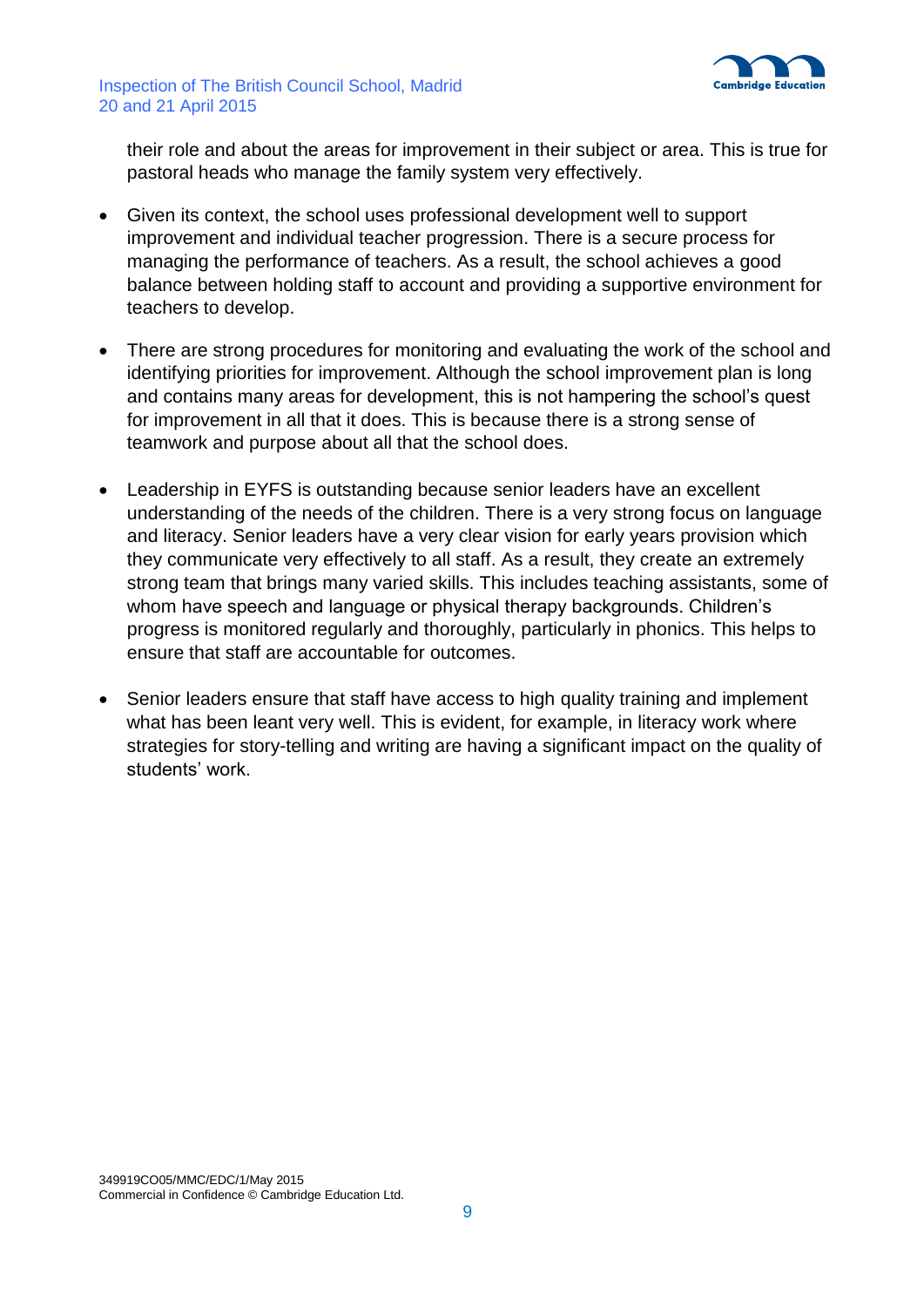their role and about the areas for improvement in their subject or area. This is true for pastoral heads who manage the family system very effectively.

- Given its context, the school uses professional development well to support improvement and individual teacher progression. There is a secure process for managing the performance of teachers. As a result, the school achieves a good balance between holding staff to account and providing a supportive environment for teachers to develop.

- There are strong procedures for monitoring and evaluating the work of the school and identifying priorities for improvement. Although the school improvement plan is long and contains many areas for development, this is not hampering the school's quest for improvement in all that it does. This is because there is a strong sense of teamwork and purpose about all that the school does.

- Leadership in EYFS is outstanding because senior leaders have an excellent understanding of the needs of the children. There is a very strong focus on language and literacy. Senior leaders have a very clear vision for early years provision which they communicate very effectively to all staff. As a result, they create an extremely strong team that brings many varied skills. This includes teaching assistants, some of whom have speech and language or physical therapy backgrounds. Children's progress is monitored regularly and thoroughly, particularly in phonics. This helps to ensure that staff are accountable for outcomes.

- Senior leaders ensure that staff have access to high quality training and implement what has been leant very well. This is evident, for example, in literacy work where strategies for story-telling and writing are having a significant impact on the quality of students' work.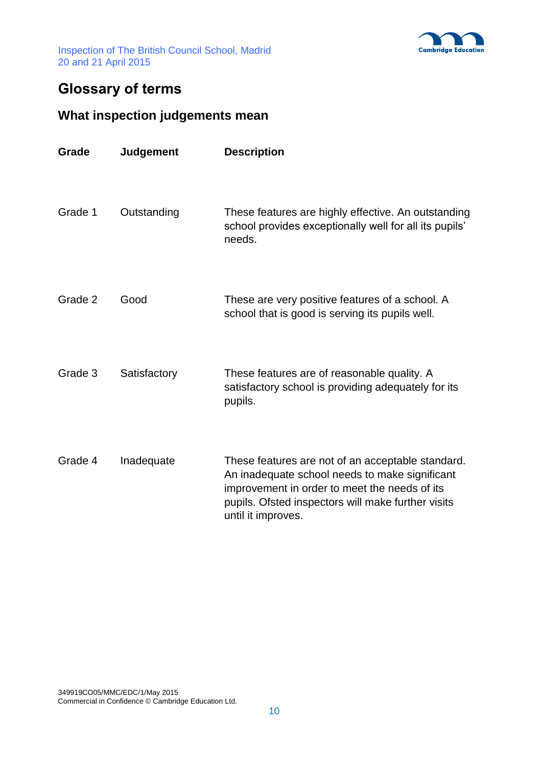## Glossary of terms

### What inspection judgements mean

| Grade | Judgement | Description |
|---|---|---|
| Grade 1 | Outstanding | These features are highly effective. An outstanding school provides exceptionally well for all its pupils' needs. |
| Grade 2 | Good | These are very positive features of a school. A school that is good is serving its pupils well. |
| Grade 3 | Satisfactory | These features are of reasonable quality. A satisfactory school is providing adequately for its pupils. |
| Grade 4 | Inadequate | These features are not of an acceptable standard. An inadequate school needs to make significant improvement in order to meet the needs of its pupils. Ofsted inspectors will make further visits until it improves. |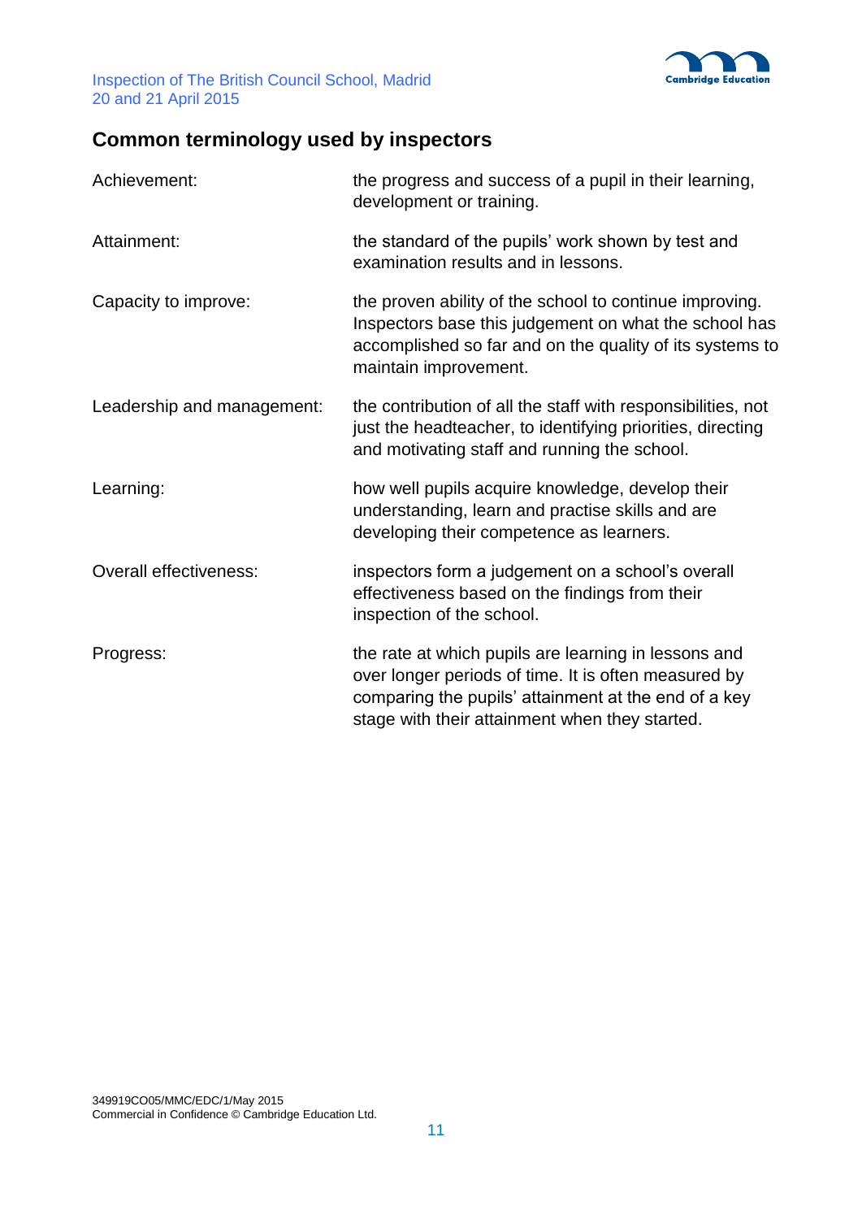## Common terminology used by inspectors

| | |
|---|---|
| Achievement: | the progress and success of a pupil in their learning, development or training. |
| Attainment: | the standard of the pupils' work shown by test and examination results and in lessons. |
| Capacity to improve: | the proven ability of the school to continue improving. Inspectors base this judgement on what the school has accomplished so far and on the quality of its systems to maintain improvement. |
| Leadership and management: | the contribution of all the staff with responsibilities, not just the headteacher, to identifying priorities, directing and motivating staff and running the school. |
| Learning: | how well pupils acquire knowledge, develop their understanding, learn and practise skills and are developing their competence as learners. |
| Overall effectiveness: | inspectors form a judgement on a school's overall effectiveness based on the findings from their inspection of the school. |
| Progress: | the rate at which pupils are learning in lessons and over longer periods of time. It is often measured by comparing the pupils' attainment at the end of a key stage with their attainment when they started. |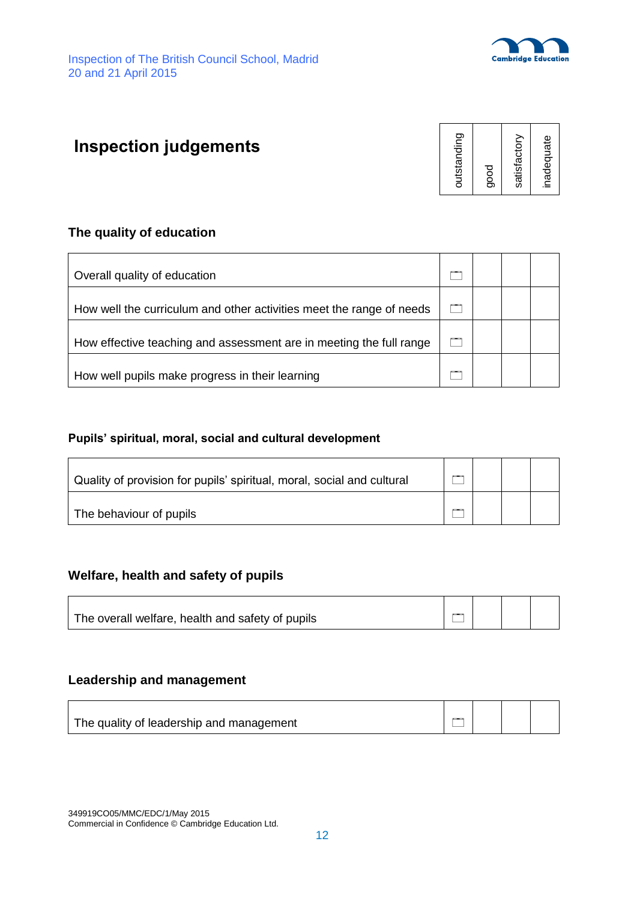## Inspection judgements

### The quality of education

| | outstanding | good | satisfactory | inadequate |
|---|---|---|---|---|
| Overall quality of education | ☐ | | | |
| How well the curriculum and other activities meet the range of needs | ☐ | | | |
| How effective teaching and assessment are in meeting the full range | ☐ | | | |
| How well pupils make progress in their learning | ☐ | | | |

### Pupils' spiritual, moral, social and cultural development

| | outstanding | good | satisfactory | inadequate |
|---|---|---|---|---|
| Quality of provision for pupils' spiritual, moral, social and cultural | ☐ | | | |
| The behaviour of pupils | ☐ | | | |

### Welfare, health and safety of pupils

| | outstanding | good | satisfactory | inadequate |
|---|---|---|---|---|
| The overall welfare, health and safety of pupils | ☐ | | | |

### Leadership and management

| | outstanding | good | satisfactory | inadequate |
|---|---|---|---|---|
| The quality of leadership and management | ☐ | | | |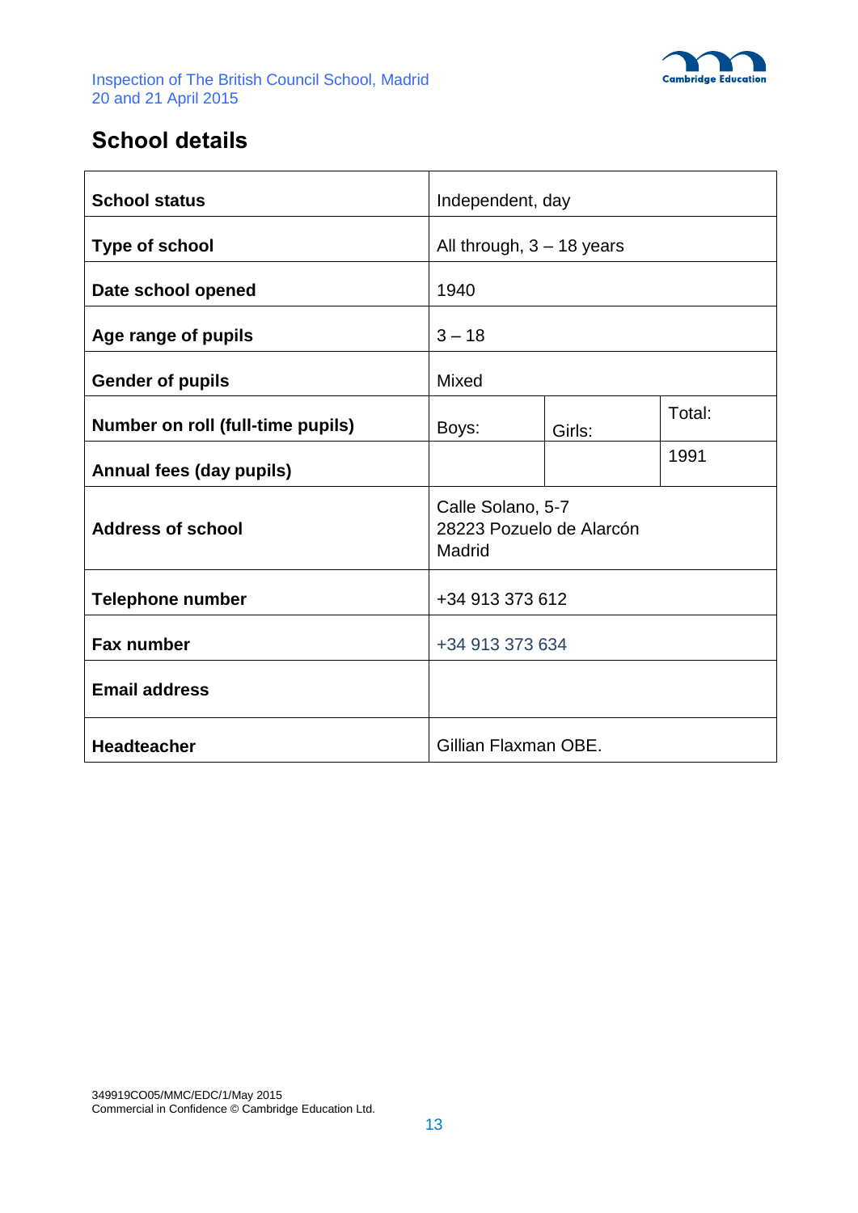## School details

| | | | |
|---|---|---|---|
| **School status** | Independent, day | | |
| **Type of school** | All through, 3 – 18 years | | |
| **Date school opened** | 1940 | | |
| **Age range of pupils** | 3 – 18 | | |
| **Gender of pupils** | Mixed | | |
| **Number on roll (full-time pupils)** | Boys: | Girls: | Total: |
| **Annual fees (day pupils)** | | | 1991 |
| **Address of school** | Calle Solano, 5-7<br>28223 Pozuelo de Alarcón<br>Madrid | | |
| **Telephone number** | +34 913 373 612 | | |
| **Fax number** | +34 913 373 634 | | |
| **Email address** | | | |
| **Headteacher** | Gillian Flaxman OBE. | | |

349919CO05/MMC/EDC/1/May 2015
Commercial in Confidence © Cambridge Education Ltd.